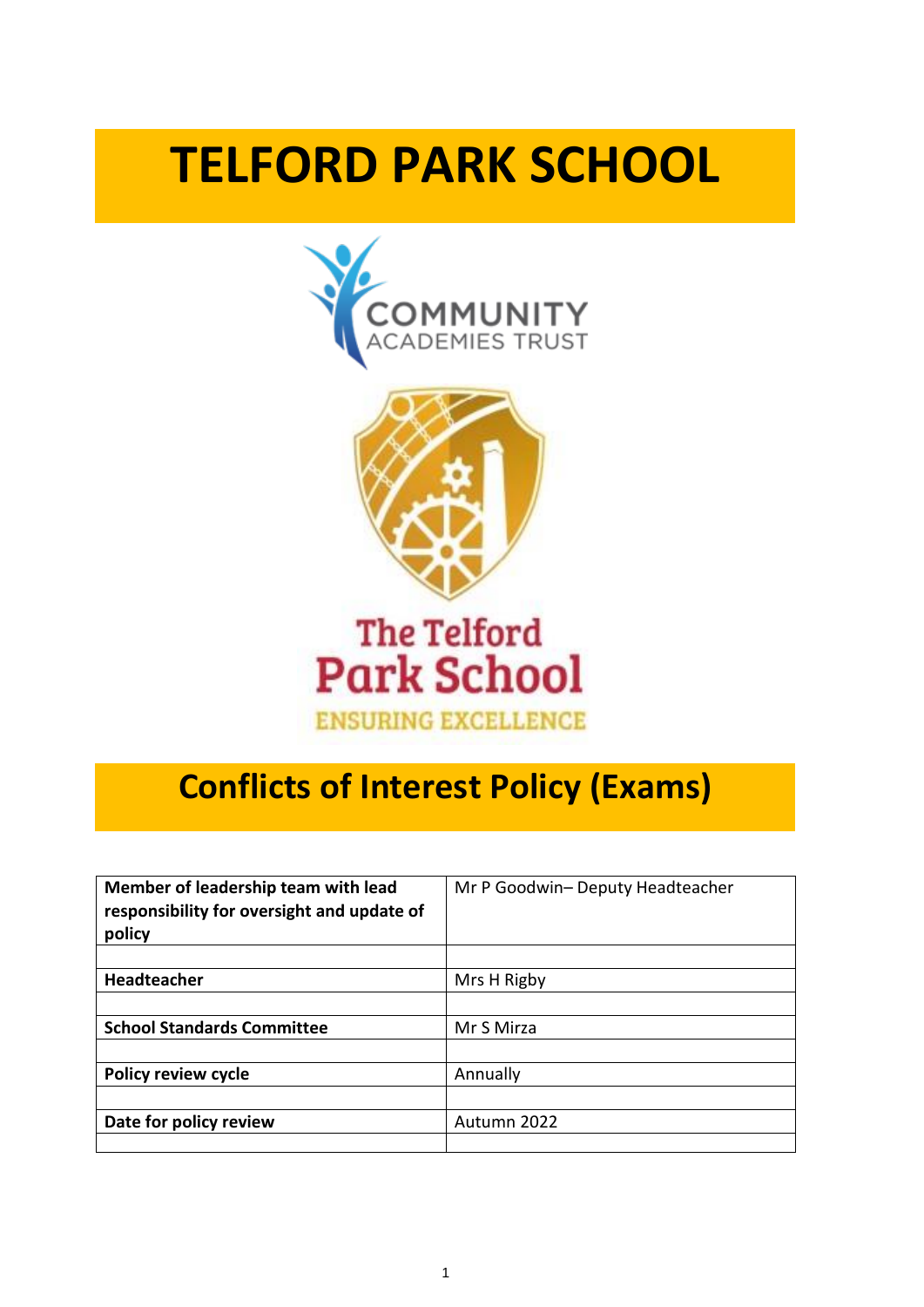# TELFORD PARK SCHOOL

## Conflicts of Interest Policy (Exams)

| Member of leadership team with lead responsibility for oversight and update of policy | Mr P Goodwin– Deputy Headteacher |
|---|---|
| | |
| **Headteacher** | Mrs H Rigby |
| | |
| **School Standards Committee** | Mr S Mirza |
| | |
| **Policy review cycle** | Annually |
| | |
| **Date for policy review** | Autumn 2022 |
| | |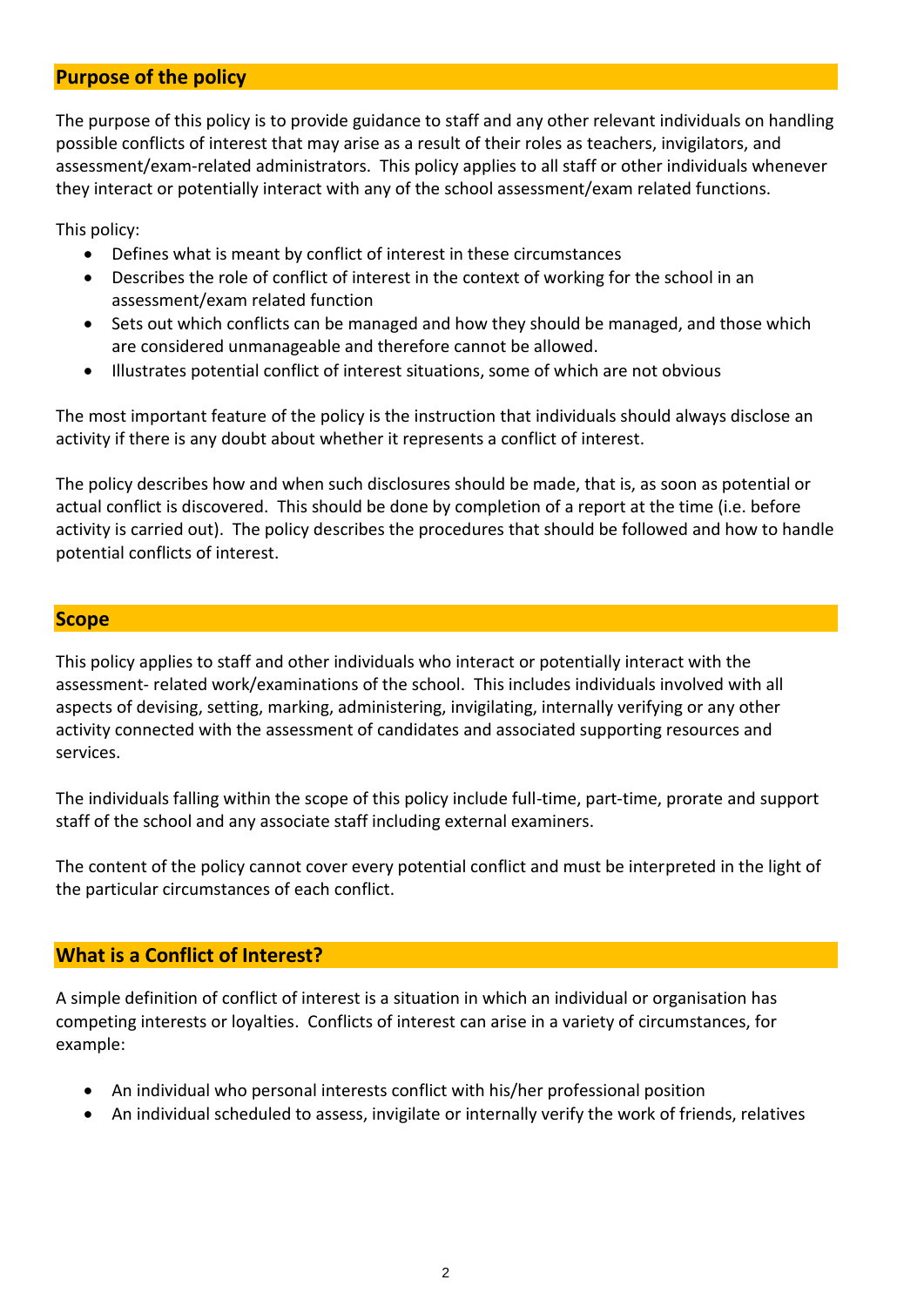## Purpose of the policy

The purpose of this policy is to provide guidance to staff and any other relevant individuals on handling possible conflicts of interest that may arise as a result of their roles as teachers, invigilators, and assessment/exam-related administrators. This policy applies to all staff or other individuals whenever they interact or potentially interact with any of the school assessment/exam related functions.

This policy:

- Defines what is meant by conflict of interest in these circumstances
- Describes the role of conflict of interest in the context of working for the school in an assessment/exam related function
- Sets out which conflicts can be managed and how they should be managed, and those which are considered unmanageable and therefore cannot be allowed.
- Illustrates potential conflict of interest situations, some of which are not obvious

The most important feature of the policy is the instruction that individuals should always disclose an activity if there is any doubt about whether it represents a conflict of interest.

The policy describes how and when such disclosures should be made, that is, as soon as potential or actual conflict is discovered. This should be done by completion of a report at the time (i.e. before activity is carried out). The policy describes the procedures that should be followed and how to handle potential conflicts of interest.

## Scope

This policy applies to staff and other individuals who interact or potentially interact with the assessment- related work/examinations of the school. This includes individuals involved with all aspects of devising, setting, marking, administering, invigilating, internally verifying or any other activity connected with the assessment of candidates and associated supporting resources and services.

The individuals falling within the scope of this policy include full-time, part-time, prorate and support staff of the school and any associate staff including external examiners.

The content of the policy cannot cover every potential conflict and must be interpreted in the light of the particular circumstances of each conflict.

## What is a Conflict of Interest?

A simple definition of conflict of interest is a situation in which an individual or organisation has competing interests or loyalties. Conflicts of interest can arise in a variety of circumstances, for example:

- An individual who personal interests conflict with his/her professional position
- An individual scheduled to assess, invigilate or internally verify the work of friends, relatives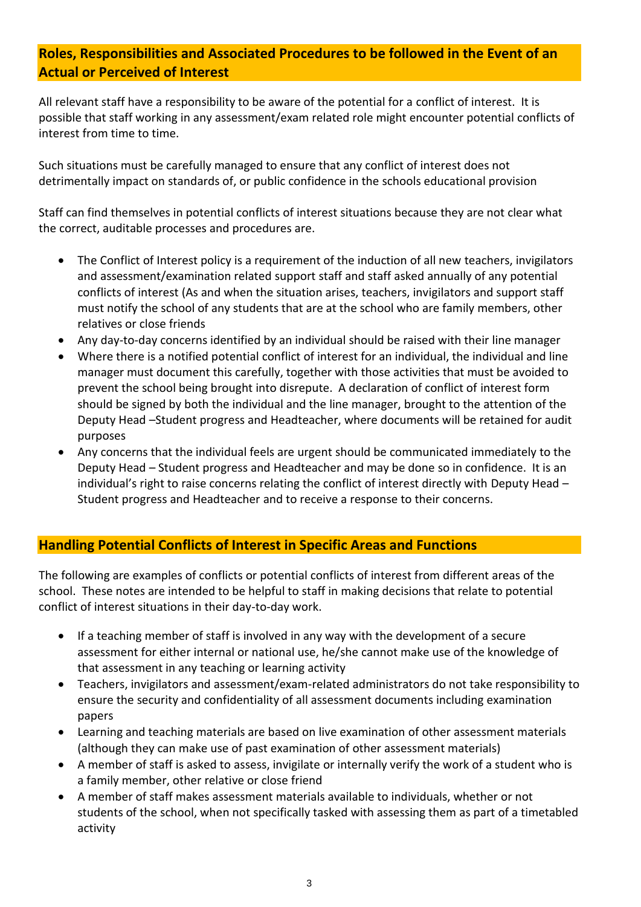## Roles, Responsibilities and Associated Procedures to be followed in the Event of an Actual or Perceived of Interest

All relevant staff have a responsibility to be aware of the potential for a conflict of interest. It is possible that staff working in any assessment/exam related role might encounter potential conflicts of interest from time to time.

Such situations must be carefully managed to ensure that any conflict of interest does not detrimentally impact on standards of, or public confidence in the schools educational provision

Staff can find themselves in potential conflicts of interest situations because they are not clear what the correct, auditable processes and procedures are.

- The Conflict of Interest policy is a requirement of the induction of all new teachers, invigilators and assessment/examination related support staff and staff asked annually of any potential conflicts of interest (As and when the situation arises, teachers, invigilators and support staff must notify the school of any students that are at the school who are family members, other relatives or close friends
- Any day-to-day concerns identified by an individual should be raised with their line manager
- Where there is a notified potential conflict of interest for an individual, the individual and line manager must document this carefully, together with those activities that must be avoided to prevent the school being brought into disrepute. A declaration of conflict of interest form should be signed by both the individual and the line manager, brought to the attention of the Deputy Head –Student progress and Headteacher, where documents will be retained for audit purposes
- Any concerns that the individual feels are urgent should be communicated immediately to the Deputy Head – Student progress and Headteacher and may be done so in confidence. It is an individual's right to raise concerns relating the conflict of interest directly with Deputy Head – Student progress and Headteacher and to receive a response to their concerns.

## Handling Potential Conflicts of Interest in Specific Areas and Functions

The following are examples of conflicts or potential conflicts of interest from different areas of the school. These notes are intended to be helpful to staff in making decisions that relate to potential conflict of interest situations in their day-to-day work.

- If a teaching member of staff is involved in any way with the development of a secure assessment for either internal or national use, he/she cannot make use of the knowledge of that assessment in any teaching or learning activity
- Teachers, invigilators and assessment/exam-related administrators do not take responsibility to ensure the security and confidentiality of all assessment documents including examination papers
- Learning and teaching materials are based on live examination of other assessment materials (although they can make use of past examination of other assessment materials)
- A member of staff is asked to assess, invigilate or internally verify the work of a student who is a family member, other relative or close friend
- A member of staff makes assessment materials available to individuals, whether or not students of the school, when not specifically tasked with assessing them as part of a timetabled activity